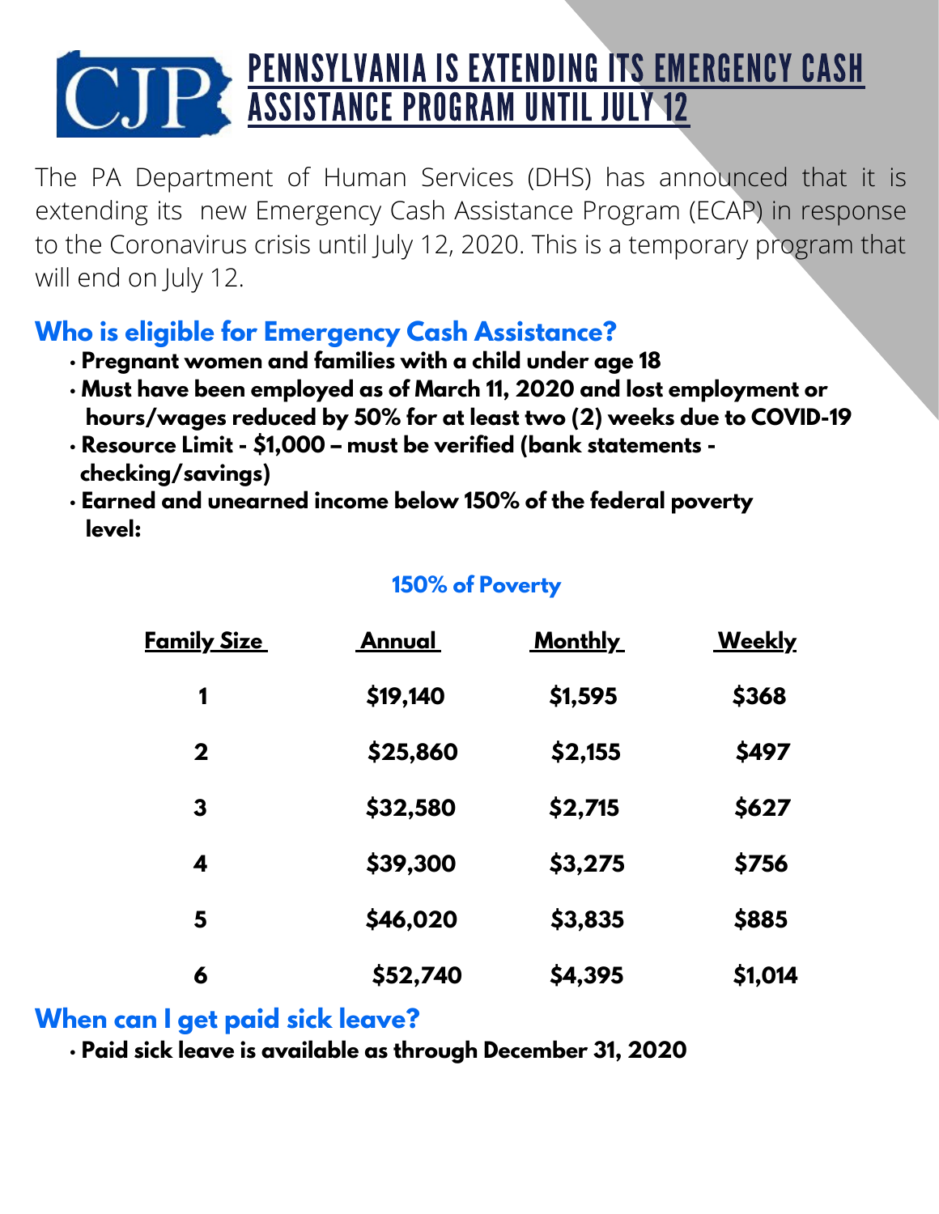# PENNSYLVANIA IS EXTENDING ITS EMERGENCY CASH ASSISTANCE PROGRAM UNTIL JULY 12

The PA Department of Human Services (DHS) has announced that it is extending its new Emergency Cash Assistance Program (ECAP) in response to the Coronavirus crisis until July 12, 2020. This is a temporary program that will end on July 12.

## Who is eligible for Emergency Cash Assistance?

- **Pregnant women and families with a child under age 18**
- **Must have been employed as of March 11, 2020 and lost employment or hours/wages reduced by 50% for at least two (2) weeks due to COVID-19**
- **Resource Limit - $1,000 – must be verified (bank statements - checking/savings)**
- **Earned and unearned income below 150% of the federal poverty level:**

**150% of Poverty**

| Family Size | Annual | Monthly | Weekly |
|---|---|---|---|
| 1 | $19,140 | $1,595 | $368 |
| 2 | $25,860 | $2,155 | $497 |
| 3 | $32,580 | $2,715 | $627 |
| 4 | $39,300 | $3,275 | $756 |
| 5 | $46,020 | $3,835 | $885 |
| 6 | $52,740 | $4,395 | $1,014 |

## When can I get paid sick leave?

- **Paid sick leave is available as through December 31, 2020**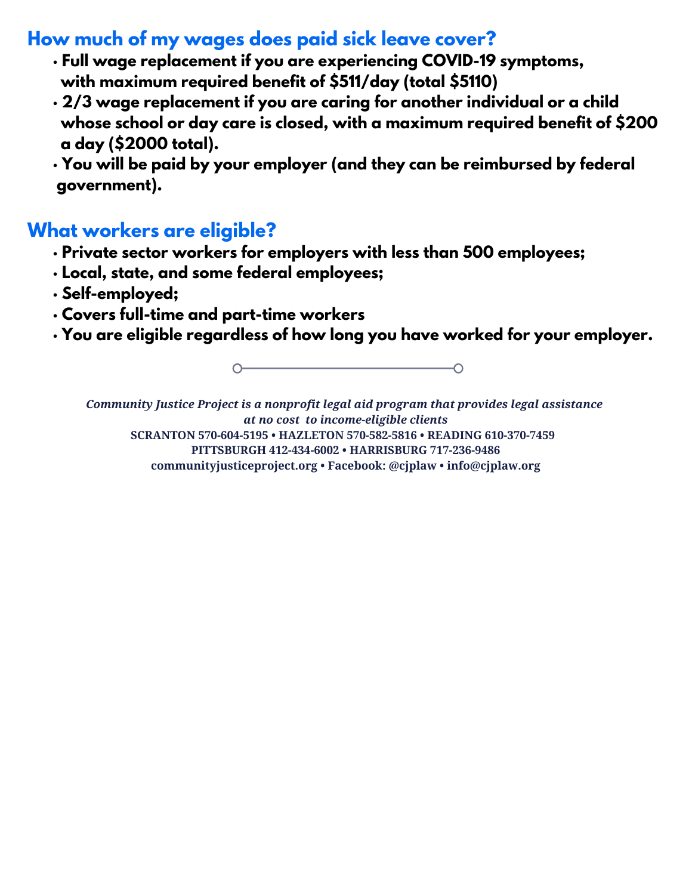## How much of my wages does paid sick leave cover?

- **Full wage replacement if you are experiencing COVID-19 symptoms, with maximum required benefit of $511/day (total $5110)**
- **2/3 wage replacement if you are caring for another individual or a child whose school or day care is closed, with a maximum required benefit of $200 a day ($2000 total).**
- **You will be paid by your employer (and they can be reimbursed by federal government).**

## What workers are eligible?

- **Private sector workers for employers with less than 500 employees;**
- **Local, state, and some federal employees;**
- **Self-employed;**
- **Covers full-time and part-time workers**
- **You are eligible regardless of how long you have worked for your employer.**

---

***Community Justice Project is a nonprofit legal aid program that provides legal assistance at no cost to income-eligible clients***

**SCRANTON 570-604-5195 • HAZLETON 570-582-5816 • READING 610-370-7459**
**PITTSBURGH 412-434-6002 • HARRISBURG 717-236-9486**
**communityjusticeproject.org • Facebook: @cjplaw • info@cjplaw.org**